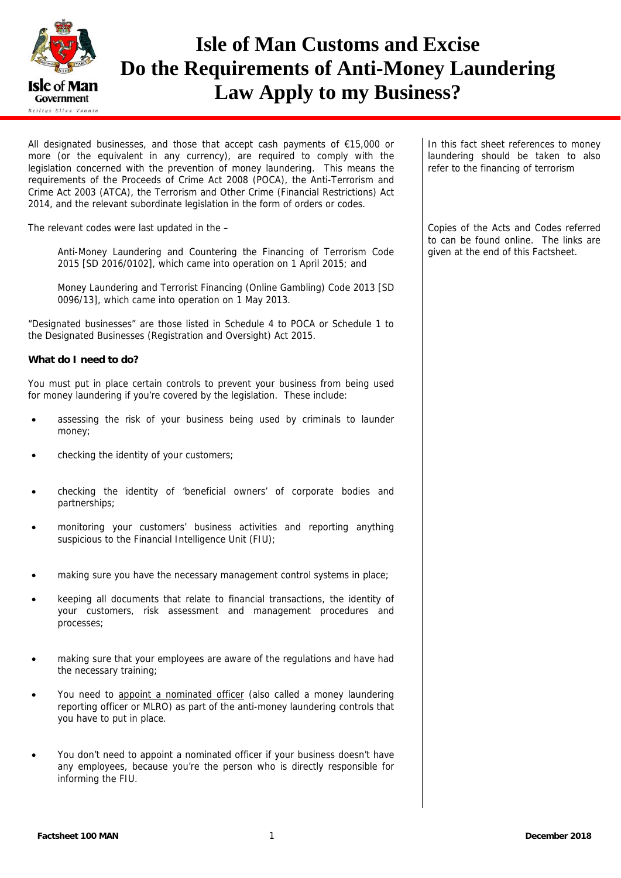# Isle of Man Customs and Excise Do the Requirements of Anti-Money Laundering Law Apply to my Business?

All designated businesses, and those that accept cash payments of €15,000 or more (or the equivalent in any currency), are required to comply with the legislation concerned with the prevention of money laundering. This means the requirements of the Proceeds of Crime Act 2008 (POCA), the Anti-Terrorism and Crime Act 2003 (ATCA), the Terrorism and Other Crime (Financial Restrictions) Act 2014, and the relevant subordinate legislation in the form of orders or codes.

In this fact sheet references to money laundering should be taken to also refer to the financing of terrorism

The relevant codes were last updated in the –

> Anti-Money Laundering and Countering the Financing of Terrorism Code 2015 [SD 2016/0102], which came into operation on 1 April 2015; and
>
> Money Laundering and Terrorist Financing (Online Gambling) Code 2013 [SD 0096/13], which came into operation on 1 May 2013.

Copies of the Acts and Codes referred to can be found online. The links are given at the end of this Factsheet.

"Designated businesses" are those listed in Schedule 4 to POCA or Schedule 1 to the Designated Businesses (Registration and Oversight) Act 2015.

**What do I need to do?**

You must put in place certain controls to prevent your business from being used for money laundering if you're covered by the legislation. These include:

- assessing the risk of your business being used by criminals to launder money;
- checking the identity of your customers;
- checking the identity of 'beneficial owners' of corporate bodies and partnerships;
- monitoring your customers' business activities and reporting anything suspicious to the Financial Intelligence Unit (FIU);
- making sure you have the necessary management control systems in place;
- keeping all documents that relate to financial transactions, the identity of your customers, risk assessment and management procedures and processes;
- making sure that your employees are aware of the regulations and have had the necessary training;
- You need to appoint a nominated officer (also called a money laundering reporting officer or MLRO) as part of the anti-money laundering controls that you have to put in place.
- You don't need to appoint a nominated officer if your business doesn't have any employees, because you're the person who is directly responsible for informing the FIU.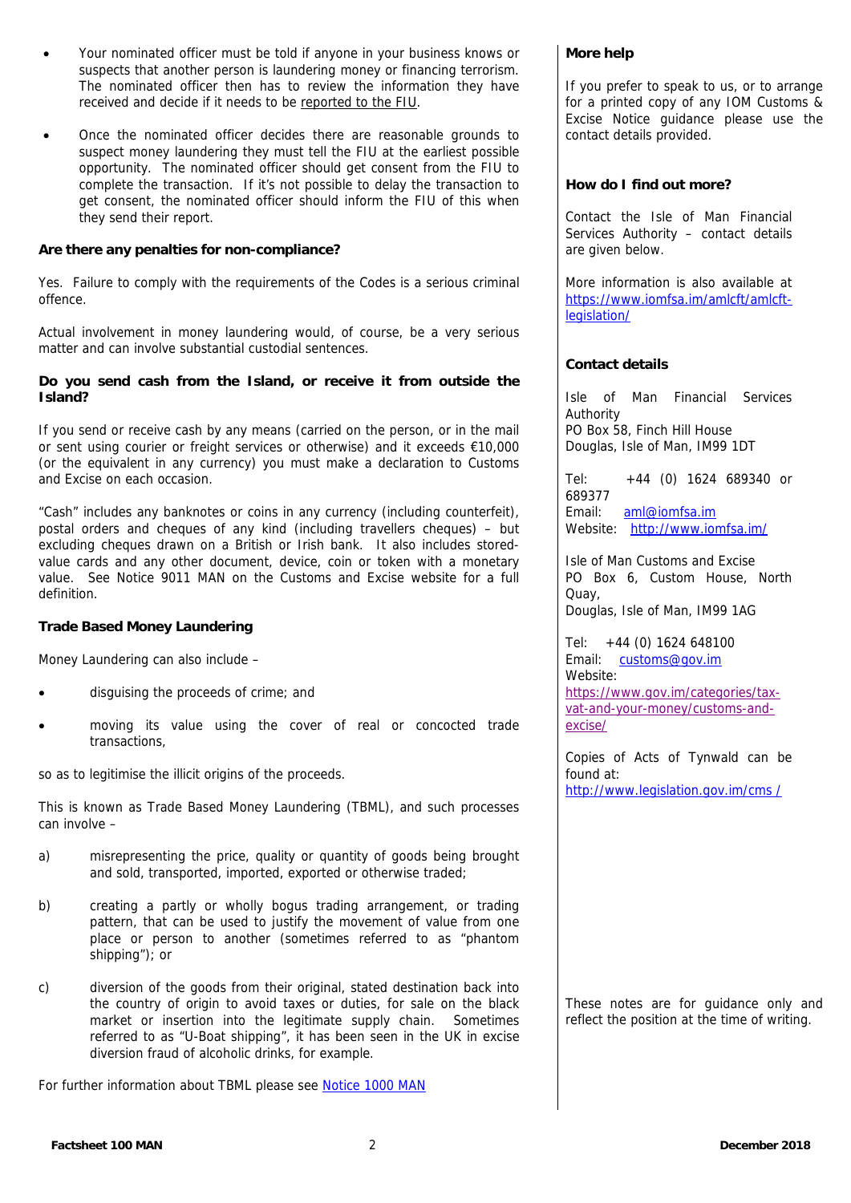- Your nominated officer must be told if anyone in your business knows or suspects that another person is laundering money or financing terrorism. The nominated officer then has to review the information they have received and decide if it needs to be reported to the FIU.

- Once the nominated officer decides there are reasonable grounds to suspect money laundering they must tell the FIU at the earliest possible opportunity. The nominated officer should get consent from the FIU to complete the transaction. If it's not possible to delay the transaction to get consent, the nominated officer should inform the FIU of this when they send their report.

**Are there any penalties for non-compliance?**

Yes. Failure to comply with the requirements of the Codes is a serious criminal offence.

Actual involvement in money laundering would, of course, be a very serious matter and can involve substantial custodial sentences.

**Do you send cash from the Island, or receive it from outside the Island?**

If you send or receive cash by any means (carried on the person, or in the mail or sent using courier or freight services or otherwise) and it exceeds €10,000 (or the equivalent in any currency) you must make a declaration to Customs and Excise on each occasion.

"Cash" includes any banknotes or coins in any currency (including counterfeit), postal orders and cheques of any kind (including travellers cheques) – but excluding cheques drawn on a British or Irish bank. It also includes stored-value cards and any other document, device, coin or token with a monetary value. See Notice 9011 MAN on the Customs and Excise website for a full definition.

**Trade Based Money Laundering**

Money Laundering can also include –

- disguising the proceeds of crime; and
- moving its value using the cover of real or concocted trade transactions,

so as to legitimise the illicit origins of the proceeds.

This is known as Trade Based Money Laundering (TBML), and such processes can involve –

a) misrepresenting the price, quality or quantity of goods being brought and sold, transported, imported, exported or otherwise traded;

b) creating a partly or wholly bogus trading arrangement, or trading pattern, that can be used to justify the movement of value from one place or person to another (sometimes referred to as "phantom shipping"); or

c) diversion of the goods from their original, stated destination back into the country of origin to avoid taxes or duties, for sale on the black market or insertion into the legitimate supply chain. Sometimes referred to as "U-Boat shipping", it has been seen in the UK in excise diversion fraud of alcoholic drinks, for example.

For further information about TBML please see Notice 1000 MAN

**More help**

If you prefer to speak to us, or to arrange for a printed copy of any IOM Customs & Excise Notice guidance please use the contact details provided.

**How do I find out more?**

Contact the Isle of Man Financial Services Authority – contact details are given below.

More information is also available at https://www.iomfsa.im/amlcft/amlcft-legislation/

**Contact details**

Isle of Man Financial Services Authority
PO Box 58, Finch Hill House
Douglas, Isle of Man, IM99 1DT

Tel: +44 (0) 1624 689340 or 689377
Email: aml@iomfsa.im
Website: http://www.iomfsa.im/

Isle of Man Customs and Excise
PO Box 6, Custom House, North Quay,
Douglas, Isle of Man, IM99 1AG

Tel: +44 (0) 1624 648100
Email: customs@gov.im
Website: https://www.gov.im/categories/tax-vat-and-your-money/customs-and-excise/

Copies of Acts of Tynwald can be found at: http://www.legislation.gov.im/cms /

These notes are for guidance only and reflect the position at the time of writing.